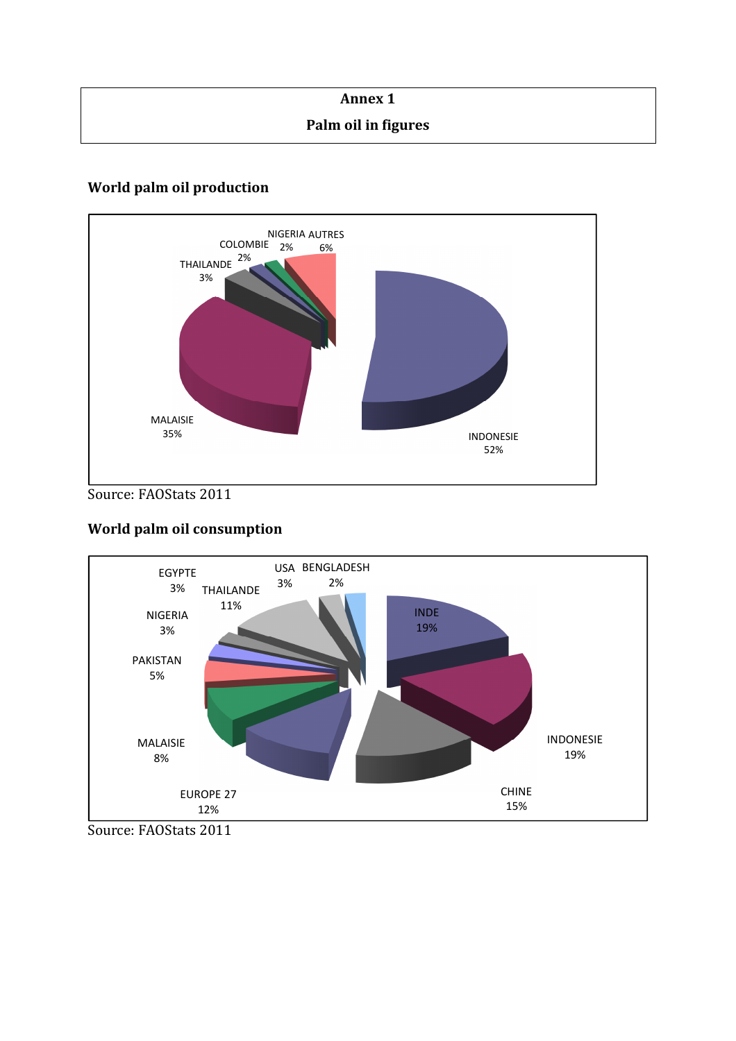**Annex 1**

**Palm oil in figures**

### World palm oil production

NIGERIA 2%
AUTRES 6%
COLOMBIE 2%
THAILANDE 3%
MALAISIE 35%
INDONESIE 52%

Source: FAOStats 2011

### World palm oil consumption

EGYPTE 3%
USA 3%
BENGLADESH 2%
THAILANDE 11%
NIGERIA 3%
INDE 19%
PAKISTAN 5%
MALAISIE 8%
INDONESIE 19%
EUROPE 27 12%
CHINE 15%

Source: FAOStats 2011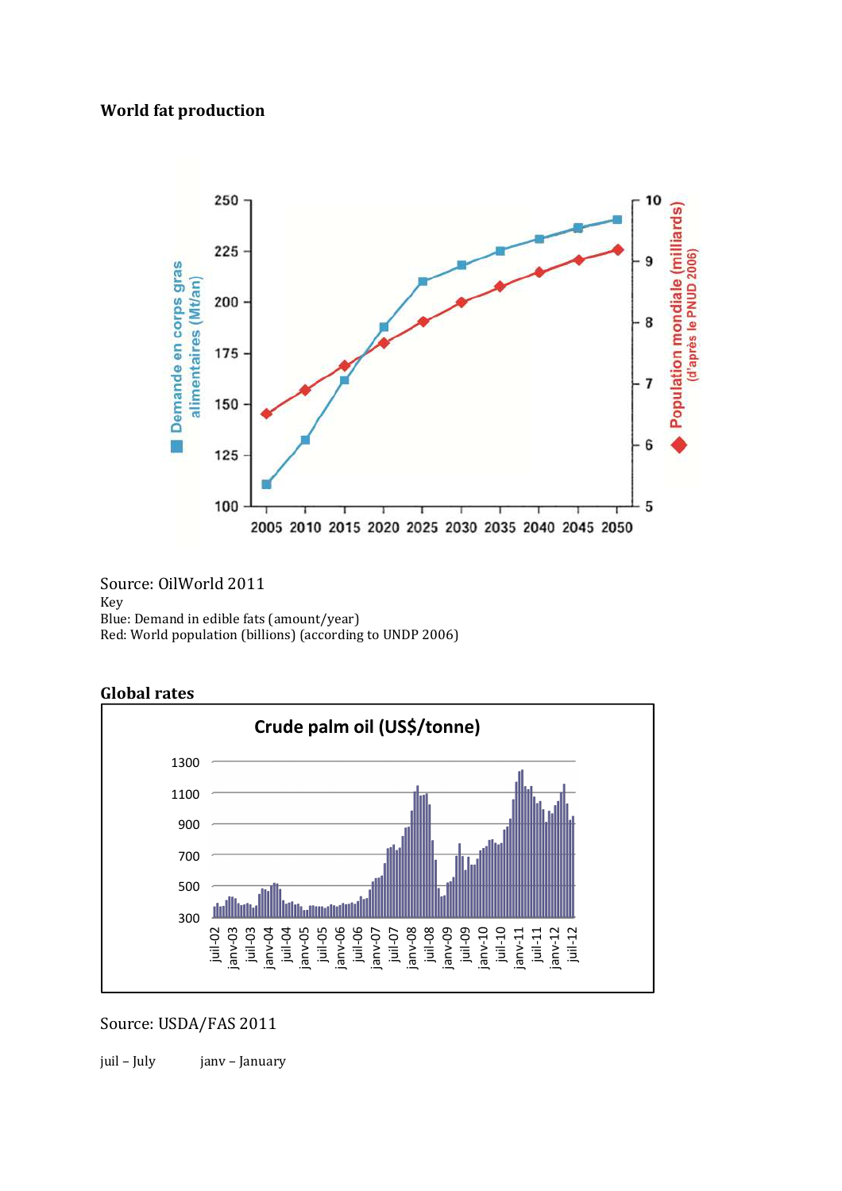**World fat production**

Source: OilWorld 2011
Key
Blue: Demand in edible fats (amount/year)
Red: World population (billions) (according to UNDP 2006)

**Global rates**

Source: USDA/FAS 2011

juil – July        janv – January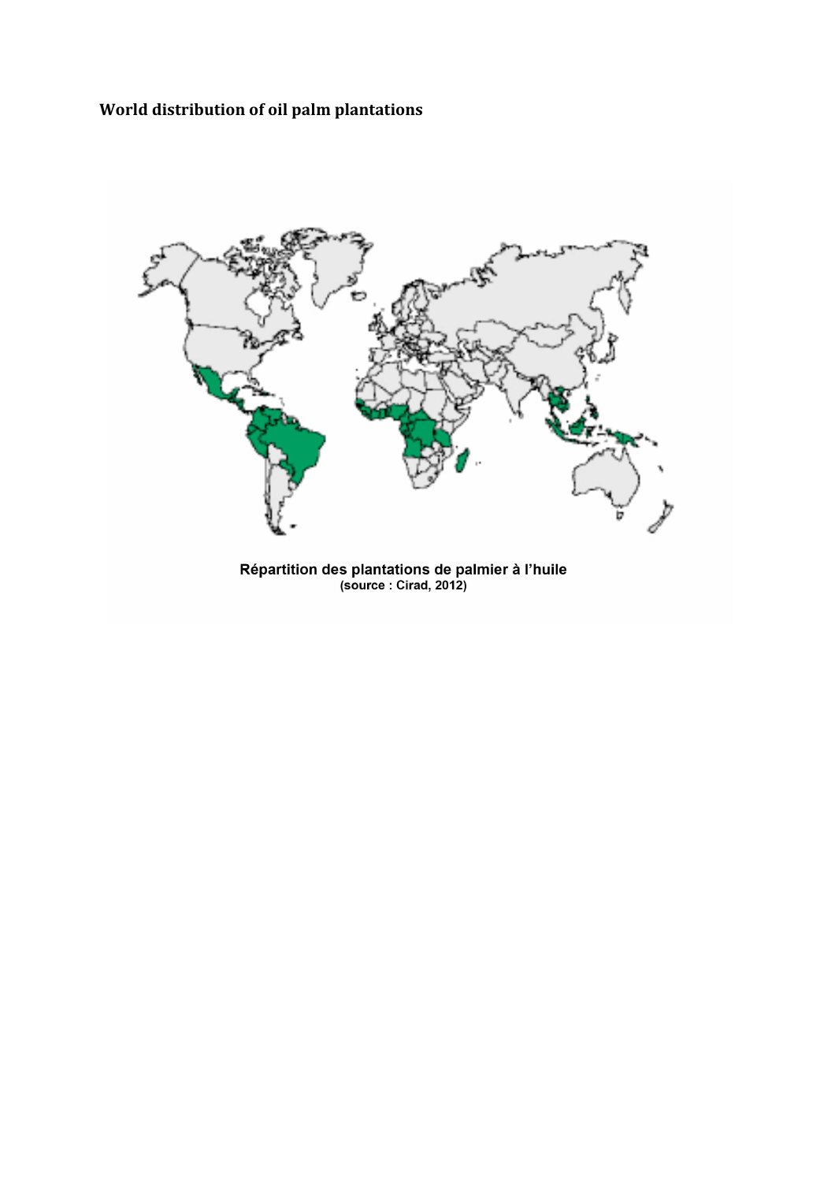## World distribution of oil palm plantations

Répartition des plantations de palmier à l'huile
(source : Cirad, 2012)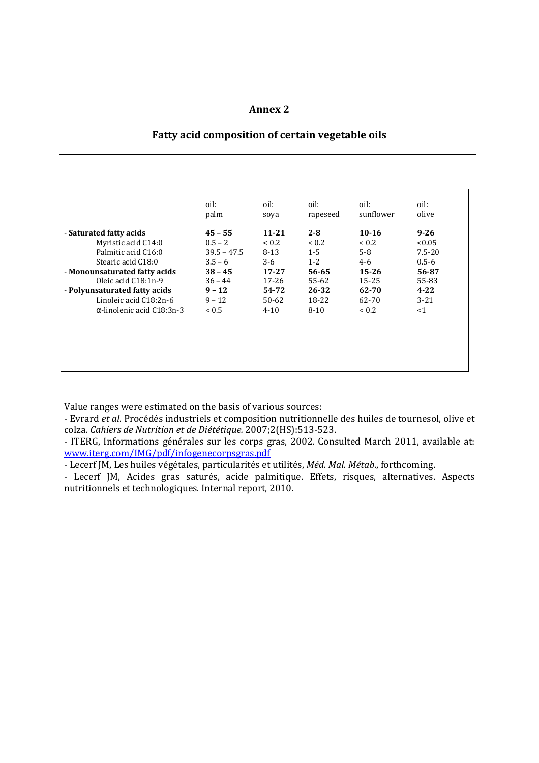# Annex 2

## Fatty acid composition of certain vegetable oils

| | oil: palm | oil: soya | oil: rapeseed | oil: sunflower | oil: olive |
|---|---|---|---|---|---|
| - **Saturated fatty acids** | **45 – 55** | **11-21** | **2-8** | **10-16** | **9-26** |
| Myristic acid C14:0 | 0.5 – 2 | < 0.2 | < 0.2 | < 0.2 | <0.05 |
| Palmitic acid C16:0 | 39.5 – 47.5 | 8-13 | 1-5 | 5-8 | 7.5-20 |
| Stearic acid C18:0 | 3.5 – 6 | 3-6 | 1-2 | 4-6 | 0.5-6 |
| - **Monounsaturated fatty acids** | **38 – 45** | **17-27** | **56-65** | **15-26** | **56-87** |
| Oleic acid C18:1n-9 | 36 – 44 | 17-26 | 55-62 | 15-25 | 55-83 |
| - **Polyunsaturated fatty acids** | **9 – 12** | **54-72** | **26-32** | **62-70** | **4-22** |
| Linoleic acid C18:2n-6 | 9 – 12 | 50-62 | 18-22 | 62-70 | 3-21 |
| α-linolenic acid C18:3n-3 | < 0.5 | 4-10 | 8-10 | < 0.2 | <1 |

Value ranges were estimated on the basis of various sources:

- Evrard *et al*. Procédés industriels et composition nutritionnelle des huiles de tournesol, olive et colza. *Cahiers de Nutrition et de Diététique.* 2007;2(HS):513-523.
- ITERG, Informations générales sur les corps gras, 2002. Consulted March 2011, available at: [www.iterg.com/IMG/pdf/infogenecorpsgras.pdf](www.iterg.com/IMG/pdf/infogenecorpsgras.pdf)
- Lecerf JM, Les huiles végétales, particularités et utilités, *Méd. Mal. Métab*., forthcoming.
- Lecerf JM, Acides gras saturés, acide palmitique. Effets, risques, alternatives. Aspects nutritionnels et technologiques. Internal report, 2010.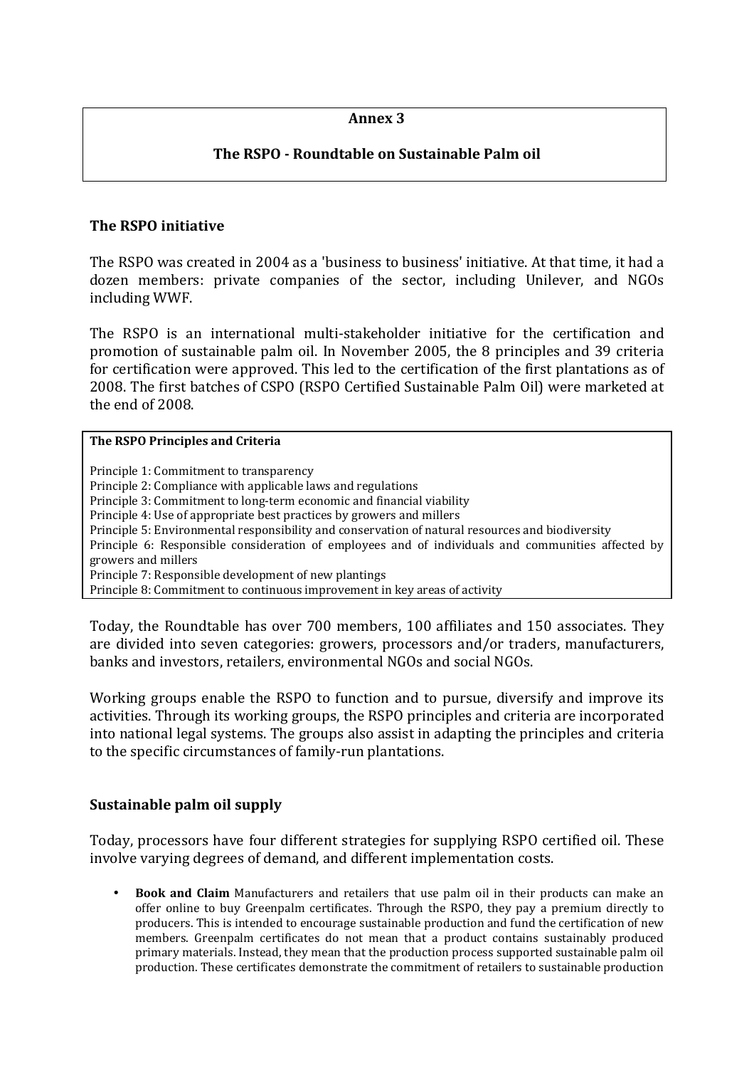# Annex 3

## The RSPO - Roundtable on Sustainable Palm oil

### The RSPO initiative

The RSPO was created in 2004 as a 'business to business' initiative. At that time, it had a dozen members: private companies of the sector, including Unilever, and NGOs including WWF.

The RSPO is an international multi-stakeholder initiative for the certification and promotion of sustainable palm oil. In November 2005, the 8 principles and 39 criteria for certification were approved. This led to the certification of the first plantations as of 2008. The first batches of CSPO (RSPO Certified Sustainable Palm Oil) were marketed at the end of 2008.

**The RSPO Principles and Criteria**

Principle 1: Commitment to transparency
Principle 2: Compliance with applicable laws and regulations
Principle 3: Commitment to long-term economic and financial viability
Principle 4: Use of appropriate best practices by growers and millers
Principle 5: Environmental responsibility and conservation of natural resources and biodiversity
Principle 6: Responsible consideration of employees and of individuals and communities affected by growers and millers
Principle 7: Responsible development of new plantings
Principle 8: Commitment to continuous improvement in key areas of activity

Today, the Roundtable has over 700 members, 100 affiliates and 150 associates. They are divided into seven categories: growers, processors and/or traders, manufacturers, banks and investors, retailers, environmental NGOs and social NGOs.

Working groups enable the RSPO to function and to pursue, diversify and improve its activities. Through its working groups, the RSPO principles and criteria are incorporated into national legal systems. The groups also assist in adapting the principles and criteria to the specific circumstances of family-run plantations.

### Sustainable palm oil supply

Today, processors have four different strategies for supplying RSPO certified oil. These involve varying degrees of demand, and different implementation costs.

- **Book and Claim** Manufacturers and retailers that use palm oil in their products can make an offer online to buy Greenpalm certificates. Through the RSPO, they pay a premium directly to producers. This is intended to encourage sustainable production and fund the certification of new members. Greenpalm certificates do not mean that a product contains sustainably produced primary materials. Instead, they mean that the production process supported sustainable palm oil production. These certificates demonstrate the commitment of retailers to sustainable production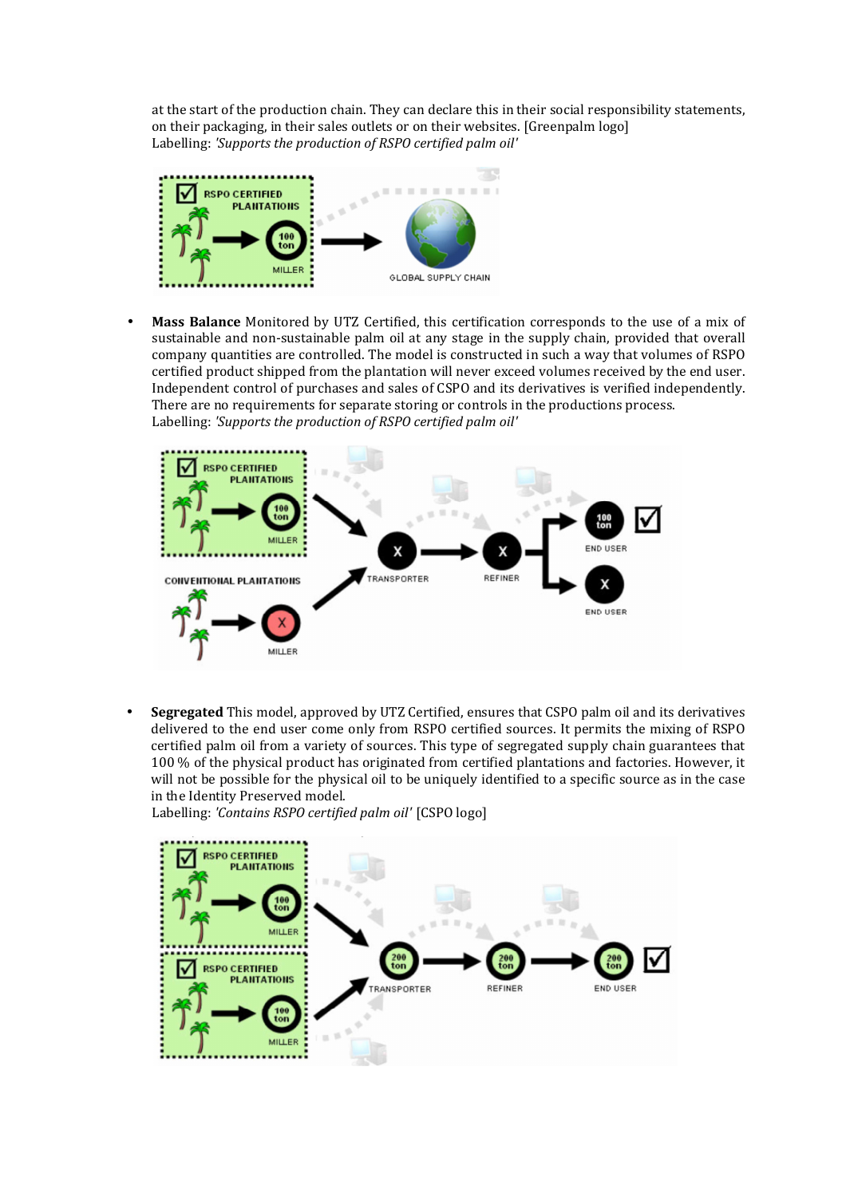at the start of the production chain. They can declare this in their social responsibility statements, on their packaging, in their sales outlets or on their websites. [Greenpalm logo]
Labelling: *'Supports the production of RSPO certified palm oil'*

- **Mass Balance** Monitored by UTZ Certified, this certification corresponds to the use of a mix of sustainable and non-sustainable palm oil at any stage in the supply chain, provided that overall company quantities are controlled. The model is constructed in such a way that volumes of RSPO certified product shipped from the plantation will never exceed volumes received by the end user. Independent control of purchases and sales of CSPO and its derivatives is verified independently. There are no requirements for separate storing or controls in the productions process.
Labelling: *'Supports the production of RSPO certified palm oil'*

- **Segregated** This model, approved by UTZ Certified, ensures that CSPO palm oil and its derivatives delivered to the end user come only from RSPO certified sources. It permits the mixing of RSPO certified palm oil from a variety of sources. This type of segregated supply chain guarantees that 100 % of the physical product has originated from certified plantations and factories. However, it will not be possible for the physical oil to be uniquely identified to a specific source as in the case in the Identity Preserved model.
Labelling: *'Contains RSPO certified palm oil'* [CSPO logo]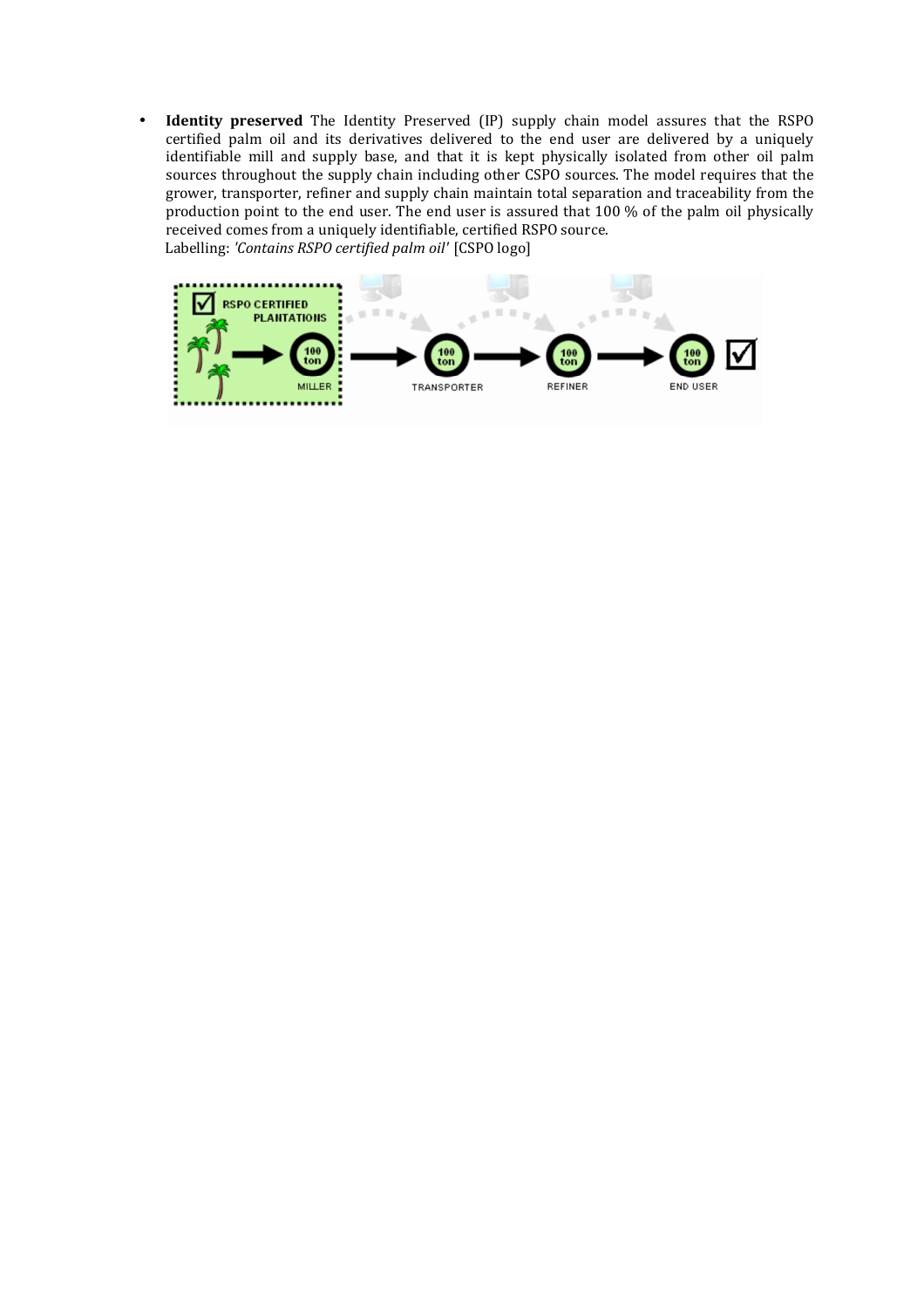- **Identity preserved** The Identity Preserved (IP) supply chain model assures that the RSPO certified palm oil and its derivatives delivered to the end user are delivered by a uniquely identifiable mill and supply base, and that it is kept physically isolated from other oil palm sources throughout the supply chain including other CSPO sources. The model requires that the grower, transporter, refiner and supply chain maintain total separation and traceability from the production point to the end user. The end user is assured that 100 % of the palm oil physically received comes from a uniquely identifiable, certified RSPO source.
  Labelling: *'Contains RSPO certified palm oil'* [CSPO logo]

RSPO CERTIFIED PLANTATIONS

100 ton
MILLER

100 ton
TRANSPORTER

100 ton
REFINER

100 ton
END USER